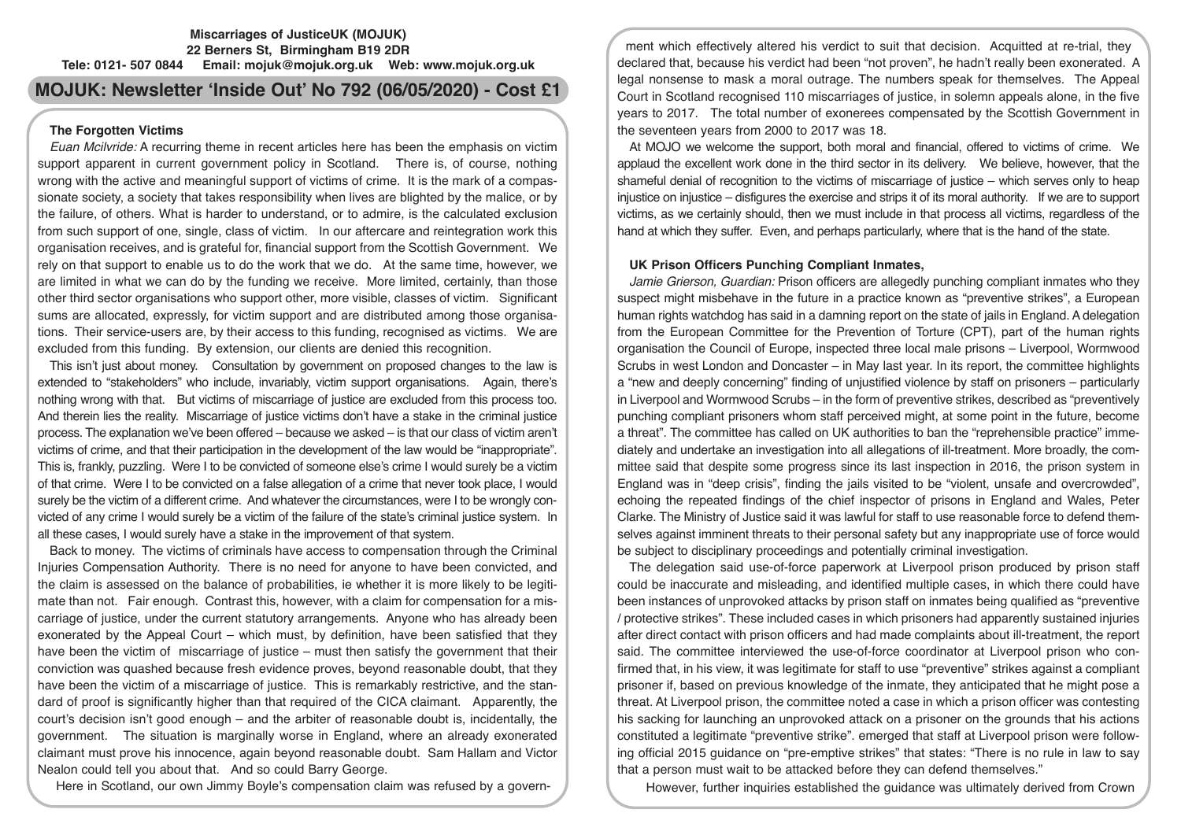**Miscarriages of JusticeUK (MOJUK)**
**22 Berners St, Birmingham B19 2DR**
**Tele: 0121- 507 0844 Email: mojuk@mojuk.org.uk Web: www.mojuk.org.uk**

# MOJUK: Newsletter 'Inside Out' No 792 (06/05/2020) - Cost £1

## The Forgotten Victims

*Euan McIlvride:* A recurring theme in recent articles here has been the emphasis on victim support apparent in current government policy in Scotland. There is, of course, nothing wrong with the active and meaningful support of victims of crime. It is the mark of a compassionate society, a society that takes responsibility when lives are blighted by the malice, or by the failure, of others. What is harder to understand, or to admire, is the calculated exclusion from such support of one, single, class of victim. In our aftercare and reintegration work this organisation receives, and is grateful for, financial support from the Scottish Government. We rely on that support to enable us to do the work that we do. At the same time, however, we are limited in what we can do by the funding we receive. More limited, certainly, than those other third sector organisations who support other, more visible, classes of victim. Significant sums are allocated, expressly, for victim support and are distributed among those organisations. Their service-users are, by their access to this funding, recognised as victims. We are excluded from this funding. By extension, our clients are denied this recognition.

This isn't just about money. Consultation by government on proposed changes to the law is extended to "stakeholders" who include, invariably, victim support organisations. Again, there's nothing wrong with that. But victims of miscarriage of justice are excluded from this process too. And therein lies the reality. Miscarriage of justice victims don't have a stake in the criminal justice process. The explanation we've been offered – because we asked – is that our class of victim aren't victims of crime, and that their participation in the development of the law would be "inappropriate". This is, frankly, puzzling. Were I to be convicted of someone else's crime I would surely be a victim of that crime. Were I to be convicted on a false allegation of a crime that never took place, I would surely be the victim of a different crime. And whatever the circumstances, were I to be wrongly convicted of any crime I would surely be a victim of the failure of the state's criminal justice system. In all these cases, I would surely have a stake in the improvement of that system.

Back to money. The victims of criminals have access to compensation through the Criminal Injuries Compensation Authority. There is no need for anyone to have been convicted, and the claim is assessed on the balance of probabilities, ie whether it is more likely to be legitimate than not. Fair enough. Contrast this, however, with a claim for compensation for a miscarriage of justice, under the current statutory arrangements. Anyone who has already been exonerated by the Appeal Court – which must, by definition, have been satisfied that they have been the victim of miscarriage of justice – must then satisfy the government that their conviction was quashed because fresh evidence proves, beyond reasonable doubt, that they have been the victim of a miscarriage of justice. This is remarkably restrictive, and the standard of proof is significantly higher than that required of the CICA claimant. Apparently, the court's decision isn't good enough – and the arbiter of reasonable doubt is, incidentally, the government. The situation is marginally worse in England, where an already exonerated claimant must prove his innocence, again beyond reasonable doubt. Sam Hallam and Victor Nealon could tell you about that. And so could Barry George.

Here in Scotland, our own Jimmy Boyle's compensation claim was refused by a government which effectively altered his verdict to suit that decision. Acquitted at re-trial, they declared that, because his verdict had been "not proven", he hadn't really been exonerated. A legal nonsense to mask a moral outrage. The numbers speak for themselves. The Appeal Court in Scotland recognised 110 miscarriages of justice, in solemn appeals alone, in the five years to 2017. The total number of exonerees compensated by the Scottish Government in the seventeen years from 2000 to 2017 was 18.

At MOJO we welcome the support, both moral and financial, offered to victims of crime. We applaud the excellent work done in the third sector in its delivery. We believe, however, that the shameful denial of recognition to the victims of miscarriage of justice – which serves only to heap injustice on injustice – disfigures the exercise and strips it of its moral authority. If we are to support victims, as we certainly should, then we must include in that process all victims, regardless of the hand at which they suffer. Even, and perhaps particularly, where that is the hand of the state.

## UK Prison Officers Punching Compliant Inmates,

*Jamie Grierson, Guardian:* Prison officers are allegedly punching compliant inmates who they suspect might misbehave in the future in a practice known as "preventive strikes", a European human rights watchdog has said in a damning report on the state of jails in England. A delegation from the European Committee for the Prevention of Torture (CPT), part of the human rights organisation the Council of Europe, inspected three local male prisons – Liverpool, Wormwood Scrubs in west London and Doncaster – in May last year. In its report, the committee highlights a "new and deeply concerning" finding of unjustified violence by staff on prisoners – particularly in Liverpool and Wormwood Scrubs – in the form of preventive strikes, described as "preventively punching compliant prisoners whom staff perceived might, at some point in the future, become a threat". The committee has called on UK authorities to ban the "reprehensible practice" immediately and undertake an investigation into all allegations of ill-treatment. More broadly, the committee said that despite some progress since its last inspection in 2016, the prison system in England was in "deep crisis", finding the jails visited to be "violent, unsafe and overcrowded", echoing the repeated findings of the chief inspector of prisons in England and Wales, Peter Clarke. The Ministry of Justice said it was lawful for staff to use reasonable force to defend themselves against imminent threats to their personal safety but any inappropriate use of force would be subject to disciplinary proceedings and potentially criminal investigation.

The delegation said use-of-force paperwork at Liverpool prison produced by prison staff could be inaccurate and misleading, and identified multiple cases, in which there could have been instances of unprovoked attacks by prison staff on inmates being qualified as "preventive / protective strikes". These included cases in which prisoners had apparently sustained injuries after direct contact with prison officers and had made complaints about ill-treatment, the report said. The committee interviewed the use-of-force coordinator at Liverpool prison who confirmed that, in his view, it was legitimate for staff to use "preventive" strikes against a compliant prisoner if, based on previous knowledge of the inmate, they anticipated that he might pose a threat. At Liverpool prison, the committee noted a case in which a prison officer was contesting his sacking for launching an unprovoked attack on a prisoner on the grounds that his actions constituted a legitimate "preventive strike". emerged that staff at Liverpool prison were following official 2015 guidance on "pre-emptive strikes" that states: "There is no rule in law to say that a person must wait to be attacked before they can defend themselves."

However, further inquiries established the guidance was ultimately derived from Crown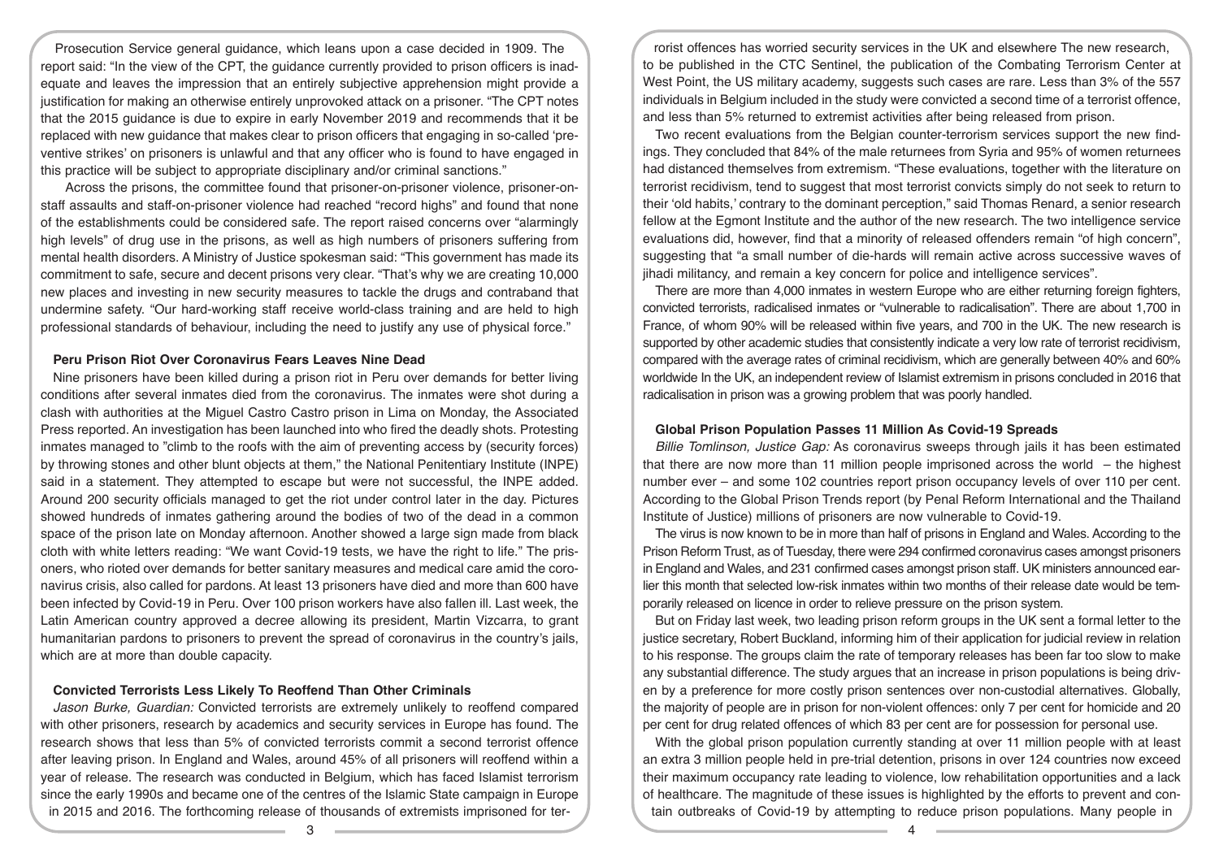Prosecution Service general guidance, which leans upon a case decided in 1909. The report said: "In the view of the CPT, the guidance currently provided to prison officers is inadequate and leaves the impression that an entirely subjective apprehension might provide a justification for making an otherwise entirely unprovoked attack on a prisoner. "The CPT notes that the 2015 guidance is due to expire in early November 2019 and recommends that it be replaced with new guidance that makes clear to prison officers that engaging in so-called 'preventive strikes' on prisoners is unlawful and that any officer who is found to have engaged in this practice will be subject to appropriate disciplinary and/or criminal sanctions."

Across the prisons, the committee found that prisoner-on-prisoner violence, prisoner-on-staff assaults and staff-on-prisoner violence had reached "record highs" and found that none of the establishments could be considered safe. The report raised concerns over "alarmingly high levels" of drug use in the prisons, as well as high numbers of prisoners suffering from mental health disorders. A Ministry of Justice spokesman said: "This government has made its commitment to safe, secure and decent prisons very clear. "That's why we are creating 10,000 new places and investing in new security measures to tackle the drugs and contraband that undermine safety. "Our hard-working staff receive world-class training and are held to high professional standards of behaviour, including the need to justify any use of physical force."

### Peru Prison Riot Over Coronavirus Fears Leaves Nine Dead

Nine prisoners have been killed during a prison riot in Peru over demands for better living conditions after several inmates died from the coronavirus. The inmates were shot during a clash with authorities at the Miguel Castro Castro prison in Lima on Monday, the Associated Press reported. An investigation has been launched into who fired the deadly shots. Protesting inmates managed to "climb to the roofs with the aim of preventing access by (security forces) by throwing stones and other blunt objects at them," the National Penitentiary Institute (INPE) said in a statement. They attempted to escape but were not successful, the INPE added. Around 200 security officials managed to get the riot under control later in the day. Pictures showed hundreds of inmates gathering around the bodies of two of the dead in a common space of the prison late on Monday afternoon. Another showed a large sign made from black cloth with white letters reading: "We want Covid-19 tests, we have the right to life." The prisoners, who rioted over demands for better sanitary measures and medical care amid the coronavirus crisis, also called for pardons. At least 13 prisoners have died and more than 600 have been infected by Covid-19 in Peru. Over 100 prison workers have also fallen ill. Last week, the Latin American country approved a decree allowing its president, Martin Vizcarra, to grant humanitarian pardons to prisoners to prevent the spread of coronavirus in the country's jails, which are at more than double capacity.

### Convicted Terrorists Less Likely To Reoffend Than Other Criminals

*Jason Burke, Guardian:* Convicted terrorists are extremely unlikely to reoffend compared with other prisoners, research by academics and security services in Europe has found. The research shows that less than 5% of convicted terrorists commit a second terrorist offence after leaving prison. In England and Wales, around 45% of all prisoners will reoffend within a year of release. The research was conducted in Belgium, which has faced Islamist terrorism since the early 1990s and became one of the centres of the Islamic State campaign in Europe in 2015 and 2016. The forthcoming release of thousands of extremists imprisoned for terrorist offences has worried security services in the UK and elsewhere The new research, to be published in the CTC Sentinel, the publication of the Combating Terrorism Center at West Point, the US military academy, suggests such cases are rare. Less than 3% of the 557 individuals in Belgium included in the study were convicted a second time of a terrorist offence, and less than 5% returned to extremist activities after being released from prison.

Two recent evaluations from the Belgian counter-terrorism services support the new findings. They concluded that 84% of the male returnees from Syria and 95% of women returnees had distanced themselves from extremism. "These evaluations, together with the literature on terrorist recidivism, tend to suggest that most terrorist convicts simply do not seek to return to their 'old habits,' contrary to the dominant perception," said Thomas Renard, a senior research fellow at the Egmont Institute and the author of the new research. The two intelligence service evaluations did, however, find that a minority of released offenders remain "of high concern", suggesting that "a small number of die-hards will remain active across successive waves of jihadi militancy, and remain a key concern for police and intelligence services".

There are more than 4,000 inmates in western Europe who are either returning foreign fighters, convicted terrorists, radicalised inmates or "vulnerable to radicalisation". There are about 1,700 in France, of whom 90% will be released within five years, and 700 in the UK. The new research is supported by other academic studies that consistently indicate a very low rate of terrorist recidivism, compared with the average rates of criminal recidivism, which are generally between 40% and 60% worldwide In the UK, an independent review of Islamist extremism in prisons concluded in 2016 that radicalisation in prison was a growing problem that was poorly handled.

### Global Prison Population Passes 11 Million As Covid-19 Spreads

*Billie Tomlinson, Justice Gap:* As coronavirus sweeps through jails it has been estimated that there are now more than 11 million people imprisoned across the world – the highest number ever – and some 102 countries report prison occupancy levels of over 110 per cent. According to the Global Prison Trends report (by Penal Reform International and the Thailand Institute of Justice) millions of prisoners are now vulnerable to Covid-19.

The virus is now known to be in more than half of prisons in England and Wales. According to the Prison Reform Trust, as of Tuesday, there were 294 confirmed coronavirus cases amongst prisoners in England and Wales, and 231 confirmed cases amongst prison staff. UK ministers announced earlier this month that selected low-risk inmates within two months of their release date would be temporarily released on licence in order to relieve pressure on the prison system.

But on Friday last week, two leading prison reform groups in the UK sent a formal letter to the justice secretary, Robert Buckland, informing him of their application for judicial review in relation to his response. The groups claim the rate of temporary releases has been far too slow to make any substantial difference. The study argues that an increase in prison populations is being driven by a preference for more costly prison sentences over non-custodial alternatives. Globally, the majority of people are in prison for non-violent offences: only 7 per cent for homicide and 20 per cent for drug related offences of which 83 per cent are for possession for personal use.

With the global prison population currently standing at over 11 million people with at least an extra 3 million people held in pre-trial detention, prisons in over 124 countries now exceed their maximum occupancy rate leading to violence, low rehabilitation opportunities and a lack of healthcare. The magnitude of these issues is highlighted by the efforts to prevent and contain outbreaks of Covid-19 by attempting to reduce prison populations. Many people in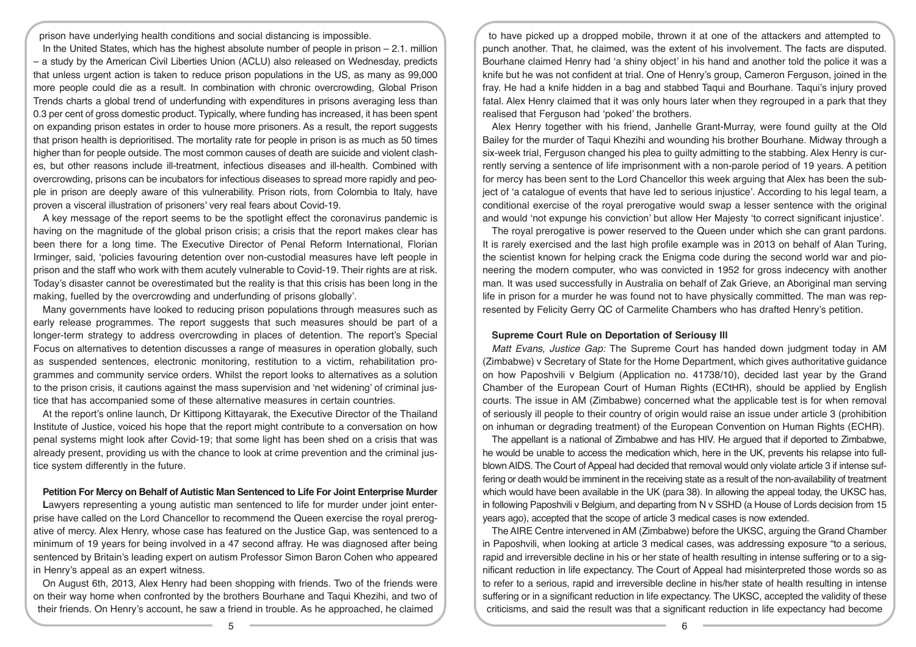prison have underlying health conditions and social distancing is impossible.

In the United States, which has the highest absolute number of people in prison – 2.1. million – a study by the American Civil Liberties Union (ACLU) also released on Wednesday, predicts that unless urgent action is taken to reduce prison populations in the US, as many as 99,000 more people could die as a result. In combination with chronic overcrowding, Global Prison Trends charts a global trend of underfunding with expenditures in prisons averaging less than 0.3 per cent of gross domestic product. Typically, where funding has increased, it has been spent on expanding prison estates in order to house more prisoners. As a result, the report suggests that prison health is deprioritised. The mortality rate for people in prison is as much as 50 times higher than for people outside. The most common causes of death are suicide and violent clashes, but other reasons include ill-treatment, infectious diseases and ill-health. Combined with overcrowding, prisons can be incubators for infectious diseases to spread more rapidly and people in prison are deeply aware of this vulnerability. Prison riots, from Colombia to Italy, have proven a visceral illustration of prisoners' very real fears about Covid-19.

A key message of the report seems to be the spotlight effect the coronavirus pandemic is having on the magnitude of the global prison crisis; a crisis that the report makes clear has been there for a long time. The Executive Director of Penal Reform International, Florian Irminger, said, 'policies favouring detention over non-custodial measures have left people in prison and the staff who work with them acutely vulnerable to Covid-19. Their rights are at risk. Today's disaster cannot be overestimated but the reality is that this crisis has been long in the making, fuelled by the overcrowding and underfunding of prisons globally'.

Many governments have looked to reducing prison populations through measures such as early release programmes. The report suggests that such measures should be part of a longer-term strategy to address overcrowding in places of detention. The report's Special Focus on alternatives to detention discusses a range of measures in operation globally, such as suspended sentences, electronic monitoring, restitution to a victim, rehabilitation programmes and community service orders. Whilst the report looks to alternatives as a solution to the prison crisis, it cautions against the mass supervision and 'net widening' of criminal justice that has accompanied some of these alternative measures in certain countries.

At the report's online launch, Dr Kittipong Kittayarak, the Executive Director of the Thailand Institute of Justice, voiced his hope that the report might contribute to a conversation on how penal systems might look after Covid-19; that some light has been shed on a crisis that was already present, providing us with the chance to look at crime prevention and the criminal justice system differently in the future.

### Petition For Mercy on Behalf of Autistic Man Sentenced to Life For Joint Enterprise Murder

Lawyers representing a young autistic man sentenced to life for murder under joint enterprise have called on the Lord Chancellor to recommend the Queen exercise the royal prerogative of mercy. Alex Henry, whose case has featured on the Justice Gap, was sentenced to a minimum of 19 years for being involved in a 47 second affray. He was diagnosed after being sentenced by Britain's leading expert on autism Professor Simon Baron Cohen who appeared in Henry's appeal as an expert witness.

On August 6th, 2013, Alex Henry had been shopping with friends. Two of the friends were on their way home when confronted by the brothers Bourhane and Taqui Khezihi, and two of their friends. On Henry's account, he saw a friend in trouble. As he approached, he claimed to have picked up a dropped mobile, thrown it at one of the attackers and attempted to punch another. That, he claimed, was the extent of his involvement. The facts are disputed. Bourhane claimed Henry had 'a shiny object' in his hand and another told the police it was a knife but he was not confident at trial. One of Henry's group, Cameron Ferguson, joined in the fray. He had a knife hidden in a bag and stabbed Taqui and Bourhane. Taqui's injury proved fatal. Alex Henry claimed that it was only hours later when they regrouped in a park that they realised that Ferguson had 'poked' the brothers.

Alex Henry together with his friend, Janhelle Grant-Murray, were found guilty at the Old Bailey for the murder of Taqui Khezihi and wounding his brother Bourhane. Midway through a six-week trial, Ferguson changed his plea to guilty admitting to the stabbing. Alex Henry is currently serving a sentence of life imprisonment with a non-parole period of 19 years. A petition for mercy has been sent to the Lord Chancellor this week arguing that Alex has been the subject of 'a catalogue of events that have led to serious injustice'. According to his legal team, a conditional exercise of the royal prerogative would swap a lesser sentence with the original and would 'not expunge his conviction' but allow Her Majesty 'to correct significant injustice'.

The royal prerogative is power reserved to the Queen under which she can grant pardons. It is rarely exercised and the last high profile example was in 2013 on behalf of Alan Turing, the scientist known for helping crack the Enigma code during the second world war and pioneering the modern computer, who was convicted in 1952 for gross indecency with another man. It was used successfully in Australia on behalf of Zak Grieve, an Aboriginal man serving life in prison for a murder he was found not to have physically committed. The man was represented by Felicity Gerry QC of Carmelite Chambers who has drafted Henry's petition.

### Supreme Court Rule on Deportation of Seriousy Ill

*Matt Evans, Justice Gap:* The Supreme Court has handed down judgment today in AM (Zimbabwe) v Secretary of State for the Home Department, which gives authoritative guidance on how Paposhvili v Belgium (Application no. 41738/10), decided last year by the Grand Chamber of the European Court of Human Rights (ECtHR), should be applied by English courts. The issue in AM (Zimbabwe) concerned what the applicable test is for when removal of seriously ill people to their country of origin would raise an issue under article 3 (prohibition on inhuman or degrading treatment) of the European Convention on Human Rights (ECHR).

The appellant is a national of Zimbabwe and has HIV. He argued that if deported to Zimbabwe, he would be unable to access the medication which, here in the UK, prevents his relapse into full-blown AIDS. The Court of Appeal had decided that removal would only violate article 3 if intense suffering or death would be imminent in the receiving state as a result of the non-availability of treatment which would have been available in the UK (para 38). In allowing the appeal today, the UKSC has, in following Paposhvili v Belgium, and departing from N v SSHD (a House of Lords decision from 15 years ago), accepted that the scope of article 3 medical cases is now extended.

The AIRE Centre intervened in AM (Zimbabwe) before the UKSC, arguing the Grand Chamber in Paposhvili, when looking at article 3 medical cases, was addressing exposure "to a serious, rapid and irreversible decline in his or her state of health resulting in intense suffering or to a significant reduction in life expectancy. The Court of Appeal had misinterpreted those words so as to refer to a serious, rapid and irreversible decline in his/her state of health resulting in intense suffering or in a significant reduction in life expectancy. The UKSC, accepted the validity of these criticisms, and said the result was that a significant reduction in life expectancy had become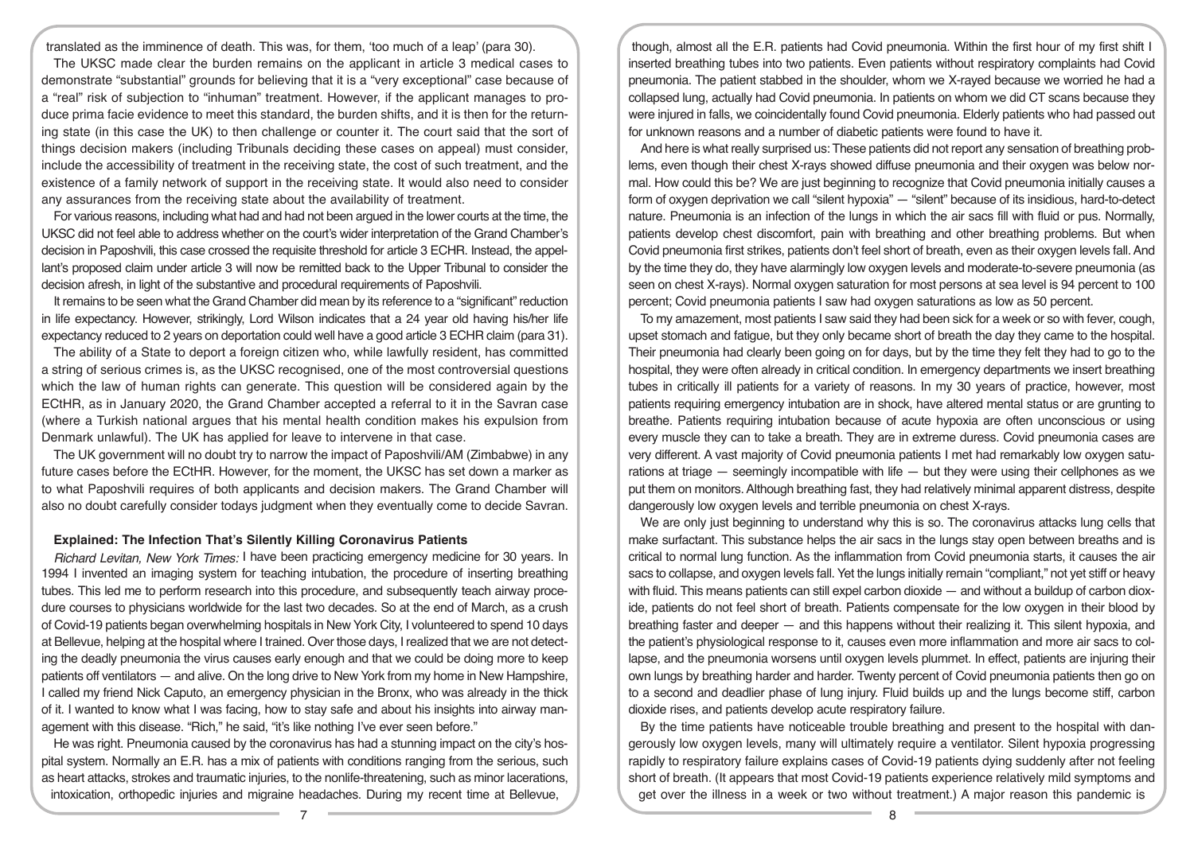translated as the imminence of death. This was, for them, 'too much of a leap' (para 30).

The UKSC made clear the burden remains on the applicant in article 3 medical cases to demonstrate "substantial" grounds for believing that it is a "very exceptional" case because of a "real" risk of subjection to "inhuman" treatment. However, if the applicant manages to produce prima facie evidence to meet this standard, the burden shifts, and it is then for the returning state (in this case the UK) to then challenge or counter it. The court said that the sort of things decision makers (including Tribunals deciding these cases on appeal) must consider, include the accessibility of treatment in the receiving state, the cost of such treatment, and the existence of a family network of support in the receiving state. It would also need to consider any assurances from the receiving state about the availability of treatment.

For various reasons, including what had and had not been argued in the lower courts at the time, the UKSC did not feel able to address whether on the court's wider interpretation of the Grand Chamber's decision in Paposhvili, this case crossed the requisite threshold for article 3 ECHR. Instead, the appellant's proposed claim under article 3 will now be remitted back to the Upper Tribunal to consider the decision afresh, in light of the substantive and procedural requirements of Paposhvili.

It remains to be seen what the Grand Chamber did mean by its reference to a "significant" reduction in life expectancy. However, strikingly, Lord Wilson indicates that a 24 year old having his/her life expectancy reduced to 2 years on deportation could well have a good article 3 ECHR claim (para 31).

The ability of a State to deport a foreign citizen who, while lawfully resident, has committed a string of serious crimes is, as the UKSC recognised, one of the most controversial questions which the law of human rights can generate. This question will be considered again by the ECtHR, as in January 2020, the Grand Chamber accepted a referral to it in the Savran case (where a Turkish national argues that his mental health condition makes his expulsion from Denmark unlawful). The UK has applied for leave to intervene in that case.

The UK government will no doubt try to narrow the impact of Paposhvili/AM (Zimbabwe) in any future cases before the ECtHR. However, for the moment, the UKSC has set down a marker as to what Paposhvili requires of both applicants and decision makers. The Grand Chamber will also no doubt carefully consider todays judgment when they eventually come to decide Savran.

## Explained: The Infection That's Silently Killing Coronavirus Patients

*Richard Levitan, New York Times:* I have been practicing emergency medicine for 30 years. In 1994 I invented an imaging system for teaching intubation, the procedure of inserting breathing tubes. This led me to perform research into this procedure, and subsequently teach airway procedure courses to physicians worldwide for the last two decades. So at the end of March, as a crush of Covid-19 patients began overwhelming hospitals in New York City, I volunteered to spend 10 days at Bellevue, helping at the hospital where I trained. Over those days, I realized that we are not detecting the deadly pneumonia the virus causes early enough and that we could be doing more to keep patients off ventilators — and alive. On the long drive to New York from my home in New Hampshire, I called my friend Nick Caputo, an emergency physician in the Bronx, who was already in the thick of it. I wanted to know what I was facing, how to stay safe and about his insights into airway management with this disease. "Rich," he said, "it's like nothing I've ever seen before."

He was right. Pneumonia caused by the coronavirus has had a stunning impact on the city's hospital system. Normally an E.R. has a mix of patients with conditions ranging from the serious, such as heart attacks, strokes and traumatic injuries, to the nonlife-threatening, such as minor lacerations, intoxication, orthopedic injuries and migraine headaches. During my recent time at Bellevue, though, almost all the E.R. patients had Covid pneumonia. Within the first hour of my first shift I inserted breathing tubes into two patients. Even patients without respiratory complaints had Covid pneumonia. The patient stabbed in the shoulder, whom we X-rayed because we worried he had a collapsed lung, actually had Covid pneumonia. In patients on whom we did CT scans because they were injured in falls, we coincidentally found Covid pneumonia. Elderly patients who had passed out for unknown reasons and a number of diabetic patients were found to have it.

And here is what really surprised us: These patients did not report any sensation of breathing problems, even though their chest X-rays showed diffuse pneumonia and their oxygen was below normal. How could this be? We are just beginning to recognize that Covid pneumonia initially causes a form of oxygen deprivation we call "silent hypoxia" — "silent" because of its insidious, hard-to-detect nature. Pneumonia is an infection of the lungs in which the air sacs fill with fluid or pus. Normally, patients develop chest discomfort, pain with breathing and other breathing problems. But when Covid pneumonia first strikes, patients don't feel short of breath, even as their oxygen levels fall. And by the time they do, they have alarmingly low oxygen levels and moderate-to-severe pneumonia (as seen on chest X-rays). Normal oxygen saturation for most persons at sea level is 94 percent to 100 percent; Covid pneumonia patients I saw had oxygen saturations as low as 50 percent.

To my amazement, most patients I saw said they had been sick for a week or so with fever, cough, upset stomach and fatigue, but they only became short of breath the day they came to the hospital. Their pneumonia had clearly been going on for days, but by the time they felt they had to go to the hospital, they were often already in critical condition. In emergency departments we insert breathing tubes in critically ill patients for a variety of reasons. In my 30 years of practice, however, most patients requiring emergency intubation are in shock, have altered mental status or are grunting to breathe. Patients requiring intubation because of acute hypoxia are often unconscious or using every muscle they can to take a breath. They are in extreme duress. Covid pneumonia cases are very different. A vast majority of Covid pneumonia patients I met had remarkably low oxygen saturations at triage — seemingly incompatible with life — but they were using their cellphones as we put them on monitors. Although breathing fast, they had relatively minimal apparent distress, despite dangerously low oxygen levels and terrible pneumonia on chest X-rays.

We are only just beginning to understand why this is so. The coronavirus attacks lung cells that make surfactant. This substance helps the air sacs in the lungs stay open between breaths and is critical to normal lung function. As the inflammation from Covid pneumonia starts, it causes the air sacs to collapse, and oxygen levels fall. Yet the lungs initially remain "compliant," not yet stiff or heavy with fluid. This means patients can still expel carbon dioxide — and without a buildup of carbon dioxide, patients do not feel short of breath. Patients compensate for the low oxygen in their blood by breathing faster and deeper — and this happens without their realizing it. This silent hypoxia, and the patient's physiological response to it, causes even more inflammation and more air sacs to collapse, and the pneumonia worsens until oxygen levels plummet. In effect, patients are injuring their own lungs by breathing harder and harder. Twenty percent of Covid pneumonia patients then go on to a second and deadlier phase of lung injury. Fluid builds up and the lungs become stiff, carbon dioxide rises, and patients develop acute respiratory failure.

By the time patients have noticeable trouble breathing and present to the hospital with dangerously low oxygen levels, many will ultimately require a ventilator. Silent hypoxia progressing rapidly to respiratory failure explains cases of Covid-19 patients dying suddenly after not feeling short of breath. (It appears that most Covid-19 patients experience relatively mild symptoms and get over the illness in a week or two without treatment.) A major reason this pandemic is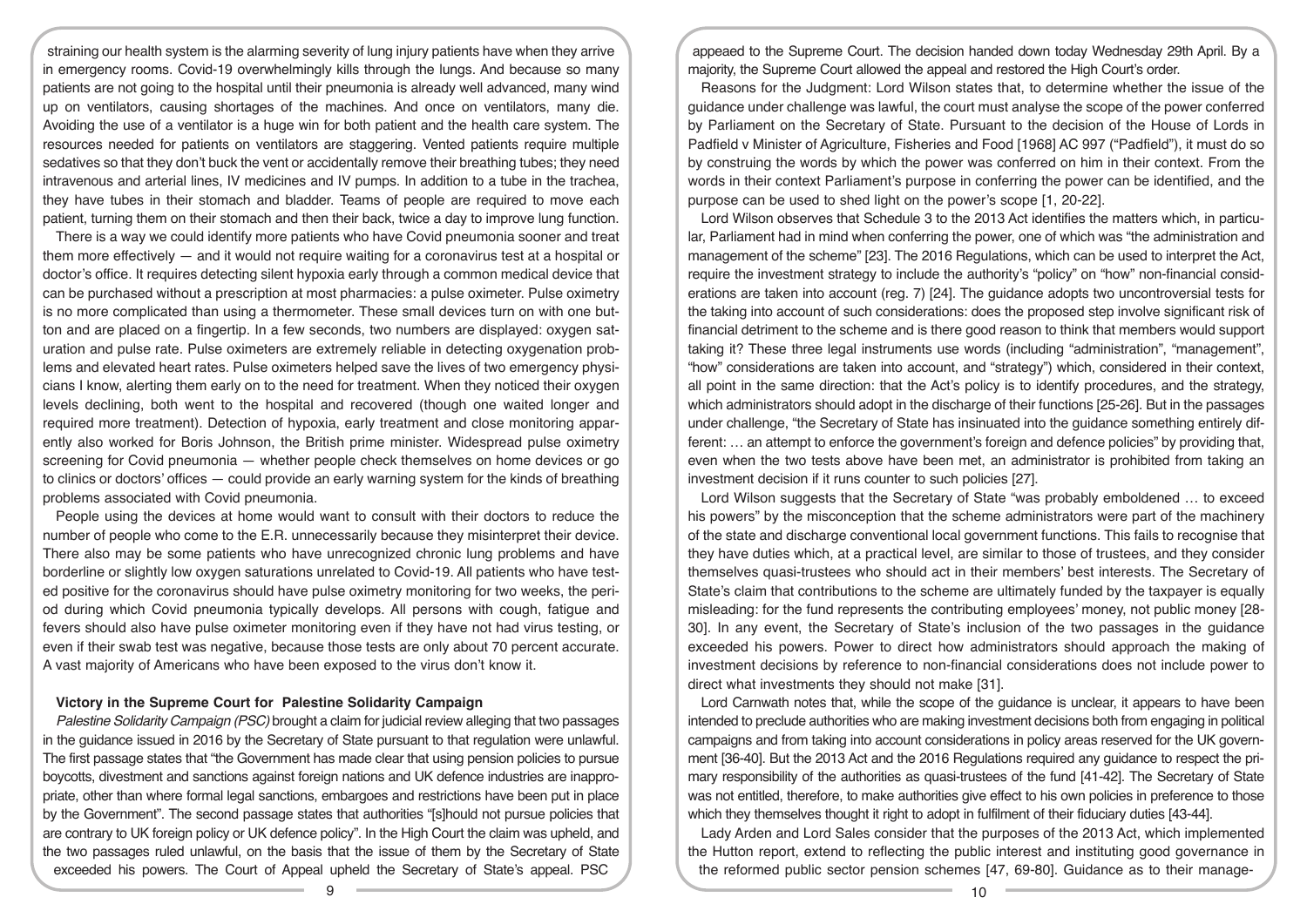straining our health system is the alarming severity of lung injury patients have when they arrive in emergency rooms. Covid-19 overwhelmingly kills through the lungs. And because so many patients are not going to the hospital until their pneumonia is already well advanced, many wind up on ventilators, causing shortages of the machines. And once on ventilators, many die. Avoiding the use of a ventilator is a huge win for both patient and the health care system. The resources needed for patients on ventilators are staggering. Vented patients require multiple sedatives so that they don't buck the vent or accidentally remove their breathing tubes; they need intravenous and arterial lines, IV medicines and IV pumps. In addition to a tube in the trachea, they have tubes in their stomach and bladder. Teams of people are required to move each patient, turning them on their stomach and then their back, twice a day to improve lung function.

There is a way we could identify more patients who have Covid pneumonia sooner and treat them more effectively — and it would not require waiting for a coronavirus test at a hospital or doctor's office. It requires detecting silent hypoxia early through a common medical device that can be purchased without a prescription at most pharmacies: a pulse oximeter. Pulse oximetry is no more complicated than using a thermometer. These small devices turn on with one button and are placed on a fingertip. In a few seconds, two numbers are displayed: oxygen saturation and pulse rate. Pulse oximeters are extremely reliable in detecting oxygenation problems and elevated heart rates. Pulse oximeters helped save the lives of two emergency physicians I know, alerting them early on to the need for treatment. When they noticed their oxygen levels declining, both went to the hospital and recovered (though one waited longer and required more treatment). Detection of hypoxia, early treatment and close monitoring apparently also worked for Boris Johnson, the British prime minister. Widespread pulse oximetry screening for Covid pneumonia — whether people check themselves on home devices or go to clinics or doctors' offices — could provide an early warning system for the kinds of breathing problems associated with Covid pneumonia.

People using the devices at home would want to consult with their doctors to reduce the number of people who come to the E.R. unnecessarily because they misinterpret their device. There also may be some patients who have unrecognized chronic lung problems and have borderline or slightly low oxygen saturations unrelated to Covid-19. All patients who have tested positive for the coronavirus should have pulse oximetry monitoring for two weeks, the period during which Covid pneumonia typically develops. All persons with cough, fatigue and fevers should also have pulse oximeter monitoring even if they have not had virus testing, or even if their swab test was negative, because those tests are only about 70 percent accurate. A vast majority of Americans who have been exposed to the virus don't know it.

### Victory in the Supreme Court for Palestine Solidarity Campaign

*Palestine Solidarity Campaign (PSC)* brought a claim for judicial review alleging that two passages in the guidance issued in 2016 by the Secretary of State pursuant to that regulation were unlawful. The first passage states that "the Government has made clear that using pension policies to pursue boycotts, divestment and sanctions against foreign nations and UK defence industries are inappropriate, other than where formal legal sanctions, embargoes and restrictions have been put in place by the Government". The second passage states that authorities "[s]hould not pursue policies that are contrary to UK foreign policy or UK defence policy". In the High Court the claim was upheld, and the two passages ruled unlawful, on the basis that the issue of them by the Secretary of State exceeded his powers. The Court of Appeal upheld the Secretary of State's appeal. PSC appeaed to the Supreme Court. The decision handed down today Wednesday 29th April. By a majority, the Supreme Court allowed the appeal and restored the High Court's order.

Reasons for the Judgment: Lord Wilson states that, to determine whether the issue of the guidance under challenge was lawful, the court must analyse the scope of the power conferred by Parliament on the Secretary of State. Pursuant to the decision of the House of Lords in Padfield v Minister of Agriculture, Fisheries and Food [1968] AC 997 ("Padfield"), it must do so by construing the words by which the power was conferred on him in their context. From the words in their context Parliament's purpose in conferring the power can be identified, and the purpose can be used to shed light on the power's scope [1, 20-22].

Lord Wilson observes that Schedule 3 to the 2013 Act identifies the matters which, in particular, Parliament had in mind when conferring the power, one of which was "the administration and management of the scheme" [23]. The 2016 Regulations, which can be used to interpret the Act, require the investment strategy to include the authority's "policy" on "how" non-financial considerations are taken into account (reg. 7) [24]. The guidance adopts two uncontroversial tests for the taking into account of such considerations: does the proposed step involve significant risk of financial detriment to the scheme and is there good reason to think that members would support taking it? These three legal instruments use words (including "administration", "management", "how" considerations are taken into account, and "strategy") which, considered in their context, all point in the same direction: that the Act's policy is to identify procedures, and the strategy, which administrators should adopt in the discharge of their functions [25-26]. But in the passages under challenge, "the Secretary of State has insinuated into the guidance something entirely different: … an attempt to enforce the government's foreign and defence policies" by providing that, even when the two tests above have been met, an administrator is prohibited from taking an investment decision if it runs counter to such policies [27].

Lord Wilson suggests that the Secretary of State "was probably emboldened … to exceed his powers" by the misconception that the scheme administrators were part of the machinery of the state and discharge conventional local government functions. This fails to recognise that they have duties which, at a practical level, are similar to those of trustees, and they consider themselves quasi-trustees who should act in their members' best interests. The Secretary of State's claim that contributions to the scheme are ultimately funded by the taxpayer is equally misleading: for the fund represents the contributing employees' money, not public money [28-30]. In any event, the Secretary of State's inclusion of the two passages in the guidance exceeded his powers. Power to direct how administrators should approach the making of investment decisions by reference to non-financial considerations does not include power to direct what investments they should not make [31].

Lord Carnwath notes that, while the scope of the guidance is unclear, it appears to have been intended to preclude authorities who are making investment decisions both from engaging in political campaigns and from taking into account considerations in policy areas reserved for the UK government [36-40]. But the 2013 Act and the 2016 Regulations required any guidance to respect the primary responsibility of the authorities as quasi-trustees of the fund [41-42]. The Secretary of State was not entitled, therefore, to make authorities give effect to his own policies in preference to those which they themselves thought it right to adopt in fulfilment of their fiduciary duties [43-44].

Lady Arden and Lord Sales consider that the purposes of the 2013 Act, which implemented the Hutton report, extend to reflecting the public interest and instituting good governance in the reformed public sector pension schemes [47, 69-80]. Guidance as to their manage-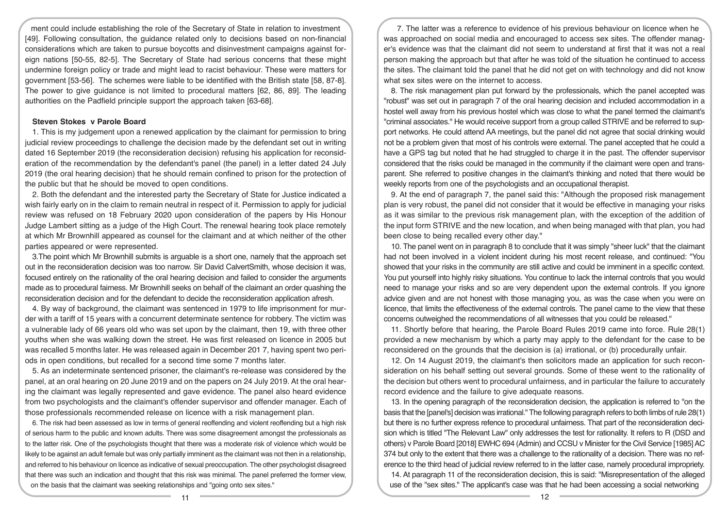ment could include establishing the role of the Secretary of State in relation to investment [49]. Following consultation, the guidance related only to decisions based on non-financial considerations which are taken to pursue boycotts and disinvestment campaigns against foreign nations [50-55, 82-5]. The Secretary of State had serious concerns that these might undermine foreign policy or trade and might lead to racist behaviour. These were matters for government [53-56]. The schemes were liable to be identified with the British state [58, 87-8]. The power to give guidance is not limited to procedural matters [62, 86, 89]. The leading authorities on the Padfield principle support the approach taken [63-68].

**Steven Stokes v Parole Board**

1. This is my judgement upon a renewed application by the claimant for permission to bring judicial review proceedings to challenge the decision made by the defendant set out in writing dated 16 September 2019 (the reconsideration decision) refusing his application for reconsideration of the recommendation by the defendant's panel (the panel) in a letter dated 24 July 2019 (the oral hearing decision) that he should remain confined to prison for the protection of the public but that he should be moved to open conditions.

2. Both the defendant and the interested party the Secretary of State for Justice indicated a wish fairly early on in the claim to remain neutral in respect of it. Permission to apply for judicial review was refused on 18 February 2020 upon consideration of the papers by His Honour Judge Lambert sitting as a judge of the High Court. The renewal hearing took place remotely at which Mr Brownhill appeared as counsel for the claimant and at which neither of the other parties appeared or were represented.

3.The point which Mr Brownhill submits is arguable is a short one, namely that the approach set out in the reconsideration decision was too narrow. Sir David CalvertSmith, whose decision it was, focused entirely on the rationality of the oral hearing decision and failed to consider the arguments made as to procedural fairness. Mr Brownhill seeks on behalf of the claimant an order quashing the reconsideration decision and for the defendant to decide the reconsideration application afresh.

4. By way of background, the claimant was sentenced in 1979 to life imprisonment for murder with a tariff of 15 years with a concurrent determinate sentence for robbery. The victim was a vulnerable lady of 66 years old who was set upon by the claimant, then 19, with three other youths when she was walking down the street. He was first released on licence in 2005 but was recalled 5 months later. He was released again in December 201 7, having spent two periods in open conditions, but recalled for a second time some 7 months later.

5. As an indeterminate sentenced prisoner, the claimant's re-release was considered by the panel, at an oral hearing on 20 June 2019 and on the papers on 24 July 2019. At the oral hearing the claimant was legally represented and gave evidence. The panel also heard evidence from two psychologists and the claimant's offender supervisor and offender manager. Each of those professionals recommended release on licence with a risk management plan.

6. The risk had been assessed as low in terms of general reoffending and violent reoffending but a high risk of serious harm to the public and known adults. There was some disagreement amongst the professionals as to the latter risk. One of the psychologists thought that there was a moderate risk of violence which would be likely to be against an adult female but was only partially imminent as the claimant was not then in a relationship, and referred to his behaviour on licence as indicative of sexual preoccupation. The other psychologist disagreed that there was such an indication and thought that this risk was minimal. The panel preferred the former view, on the basis that the claimant was seeking relationships and "going onto sex sites."

7. The latter was a reference to evidence of his previous behaviour on licence when he was approached on social media and encouraged to access sex sites. The offender manager's evidence was that the claimant did not seem to understand at first that it was not a real person making the approach but that after he was told of the situation he continued to access the sites. The claimant told the panel that he did not get on with technology and did not know what sex sites were on the internet to access.

8. The risk management plan put forward by the professionals, which the panel accepted was "robust" was set out in paragraph 7 of the oral hearing decision and included accommodation in a hostel well away from his previous hostel which was close to what the panel termed the claimant's "criminal associates." He would receive support from a group called STRIVE and be referred to support networks. He could attend AA meetings, but the panel did not agree that social drinking would not be a problem given that most of his controls were external. The panel accepted that he could a have a GPS tag but noted that he had struggled to charge it in the past. The offender supervisor considered that the risks could be managed in the community if the claimant were open and transparent. She referred to positive changes in the claimant's thinking and noted that there would be weekly reports from one of the psychologists and an occupational therapist.

9. At the end of paragraph 7, the panel said this: "Although the proposed risk management plan is very robust, the panel did not consider that it would be effective in managing your risks as it was similar to the previous risk management plan, with the exception of the addition of the input form STRIVE and the new location, and when being managed with that plan, you had been close to being recalled every other day."

10. The panel went on in paragraph 8 to conclude that it was simply "sheer luck" that the claimant had not been involved in a violent incident during his most recent release, and continued: "You showed that your risks in the community are still active and could be imminent in a specific context. You put yourself into highly risky situations. You continue to lack the internal controls that you would need to manage your risks and so are very dependent upon the external controls. If you ignore advice given and are not honest with those managing you, as was the case when you were on licence, that limits the effectiveness of the external controls. The panel came to the view that these concerns outweighed the recommendations of all witnesses that you could be released."

11. Shortly before that hearing, the Parole Board Rules 2019 came into force. Rule 28(1) provided a new mechanism by which a party may apply to the defendant for the case to be reconsidered on the grounds that the decision is (a) irrational, or (b) procedurally unfair.

12. On 14 August 2019, the claimant's then solicitors made an application for such reconsideration on his behalf setting out several grounds. Some of these went to the rationality of the decision but others went to procedural unfairness, and in particular the failure to accurately record evidence and the failure to give adequate reasons.

13. In the opening paragraph of the reconsideration decision, the application is referred to "on the basis that the [panel's] decision was irrational." The following paragraph refers to both limbs of rule 28(1) but there is no further express refence to procedural unfairness. That part of the reconsideration decision which is titled "The Relevant Law" only addresses the test for rationality. It refers to R (DSD and others) v Parole Board [2018] EWHC 694 (Admin) and CCSU v Minister for the Civil Service [1985] AC 374 but only to the extent that there was a challenge to the rationality of a decision. There was no reference to the third head of judicial review referred to in the latter case, namely procedural impropriety.

14. At paragraph 11 of the reconsideration decision, this is said: "Misrepresentation of the alleged use of the "sex sites." The applicant's case was that he had been accessing a social networking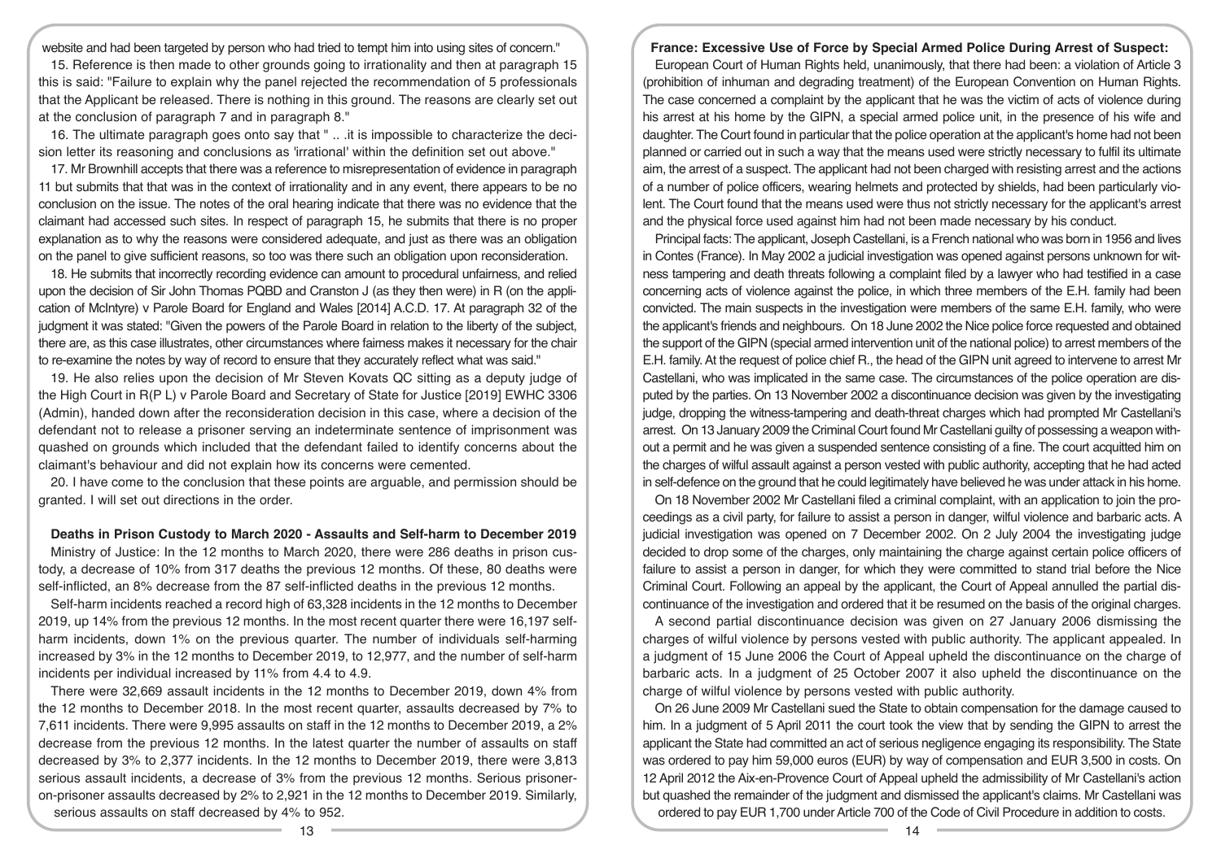website and had been targeted by person who had tried to tempt him into using sites of concern."

15. Reference is then made to other grounds going to irrationality and then at paragraph 15 this is said: "Failure to explain why the panel rejected the recommendation of 5 professionals that the Applicant be released. There is nothing in this ground. The reasons are clearly set out at the conclusion of paragraph 7 and in paragraph 8."

16. The ultimate paragraph goes onto say that " .. .it is impossible to characterize the decision letter its reasoning and conclusions as 'irrational' within the definition set out above."

17. Mr Brownhill accepts that there was a reference to misrepresentation of evidence in paragraph 11 but submits that that was in the context of irrationality and in any event, there appears to be no conclusion on the issue. The notes of the oral hearing indicate that there was no evidence that the claimant had accessed such sites. In respect of paragraph 15, he submits that there is no proper explanation as to why the reasons were considered adequate, and just as there was an obligation on the panel to give sufficient reasons, so too was there such an obligation upon reconsideration.

18. He submits that incorrectly recording evidence can amount to procedural unfairness, and relied upon the decision of Sir John Thomas PQBD and Cranston J (as they then were) in R (on the application of McIntyre) v Parole Board for England and Wales [2014] A.C.D. 17. At paragraph 32 of the judgment it was stated: "Given the powers of the Parole Board in relation to the liberty of the subject, there are, as this case illustrates, other circumstances where fairness makes it necessary for the chair to re-examine the notes by way of record to ensure that they accurately reflect what was said."

19. He also relies upon the decision of Mr Steven Kovats QC sitting as a deputy judge of the High Court in R(P L) v Parole Board and Secretary of State for Justice [2019] EWHC 3306 (Admin), handed down after the reconsideration decision in this case, where a decision of the defendant not to release a prisoner serving an indeterminate sentence of imprisonment was quashed on grounds which included that the defendant failed to identify concerns about the claimant's behaviour and did not explain how its concerns were cemented.

20. I have come to the conclusion that these points are arguable, and permission should be granted. I will set out directions in the order.

## Deaths in Prison Custody to March 2020 - Assaults and Self-harm to December 2019

Ministry of Justice: In the 12 months to March 2020, there were 286 deaths in prison custody, a decrease of 10% from 317 deaths the previous 12 months. Of these, 80 deaths were self-inflicted, an 8% decrease from the 87 self-inflicted deaths in the previous 12 months.

Self-harm incidents reached a record high of 63,328 incidents in the 12 months to December 2019, up 14% from the previous 12 months. In the most recent quarter there were 16,197 self-harm incidents, down 1% on the previous quarter. The number of individuals self-harming increased by 3% in the 12 months to December 2019, to 12,977, and the number of self-harm incidents per individual increased by 11% from 4.4 to 4.9.

There were 32,669 assault incidents in the 12 months to December 2019, down 4% from the 12 months to December 2018. In the most recent quarter, assaults decreased by 7% to 7,611 incidents. There were 9,995 assaults on staff in the 12 months to December 2019, a 2% decrease from the previous 12 months. In the latest quarter the number of assaults on staff decreased by 3% to 2,377 incidents. In the 12 months to December 2019, there were 3,813 serious assault incidents, a decrease of 3% from the previous 12 months. Serious prisoner-on-prisoner assaults decreased by 2% to 2,921 in the 12 months to December 2019. Similarly, serious assaults on staff decreased by 4% to 952.

## France: Excessive Use of Force by Special Armed Police During Arrest of Suspect:

European Court of Human Rights held, unanimously, that there had been: a violation of Article 3 (prohibition of inhuman and degrading treatment) of the European Convention on Human Rights. The case concerned a complaint by the applicant that he was the victim of acts of violence during his arrest at his home by the GIPN, a special armed police unit, in the presence of his wife and daughter. The Court found in particular that the police operation at the applicant's home had not been planned or carried out in such a way that the means used were strictly necessary to fulfil its ultimate aim, the arrest of a suspect. The applicant had not been charged with resisting arrest and the actions of a number of police officers, wearing helmets and protected by shields, had been particularly violent. The Court found that the means used were thus not strictly necessary for the applicant's arrest and the physical force used against him had not been made necessary by his conduct.

Principal facts: The applicant, Joseph Castellani, is a French national who was born in 1956 and lives in Contes (France). In May 2002 a judicial investigation was opened against persons unknown for witness tampering and death threats following a complaint filed by a lawyer who had testified in a case concerning acts of violence against the police, in which three members of the E.H. family had been convicted. The main suspects in the investigation were members of the same E.H. family, who were the applicant's friends and neighbours. On 18 June 2002 the Nice police force requested and obtained the support of the GIPN (special armed intervention unit of the national police) to arrest members of the E.H. family. At the request of police chief R., the head of the GIPN unit agreed to intervene to arrest Mr Castellani, who was implicated in the same case. The circumstances of the police operation are disputed by the parties. On 13 November 2002 a discontinuance decision was given by the investigating judge, dropping the witness-tampering and death-threat charges which had prompted Mr Castellani's arrest. On 13 January 2009 the Criminal Court found Mr Castellani guilty of possessing a weapon without a permit and he was given a suspended sentence consisting of a fine. The court acquitted him on the charges of wilful assault against a person vested with public authority, accepting that he had acted in self-defence on the ground that he could legitimately have believed he was under attack in his home.

On 18 November 2002 Mr Castellani filed a criminal complaint, with an application to join the proceedings as a civil party, for failure to assist a person in danger, wilful violence and barbaric acts. A judicial investigation was opened on 7 December 2002. On 2 July 2004 the investigating judge decided to drop some of the charges, only maintaining the charge against certain police officers of failure to assist a person in danger, for which they were committed to stand trial before the Nice Criminal Court. Following an appeal by the applicant, the Court of Appeal annulled the partial discontinuance of the investigation and ordered that it be resumed on the basis of the original charges.

A second partial discontinuance decision was given on 27 January 2006 dismissing the charges of wilful violence by persons vested with public authority. The applicant appealed. In a judgment of 15 June 2006 the Court of Appeal upheld the discontinuance on the charge of barbaric acts. In a judgment of 25 October 2007 it also upheld the discontinuance on the charge of wilful violence by persons vested with public authority.

On 26 June 2009 Mr Castellani sued the State to obtain compensation for the damage caused to him. In a judgment of 5 April 2011 the court took the view that by sending the GIPN to arrest the applicant the State had committed an act of serious negligence engaging its responsibility. The State was ordered to pay him 59,000 euros (EUR) by way of compensation and EUR 3,500 in costs. On 12 April 2012 the Aix-en-Provence Court of Appeal upheld the admissibility of Mr Castellani's action but quashed the remainder of the judgment and dismissed the applicant's claims. Mr Castellani was ordered to pay EUR 1,700 under Article 700 of the Code of Civil Procedure in addition to costs.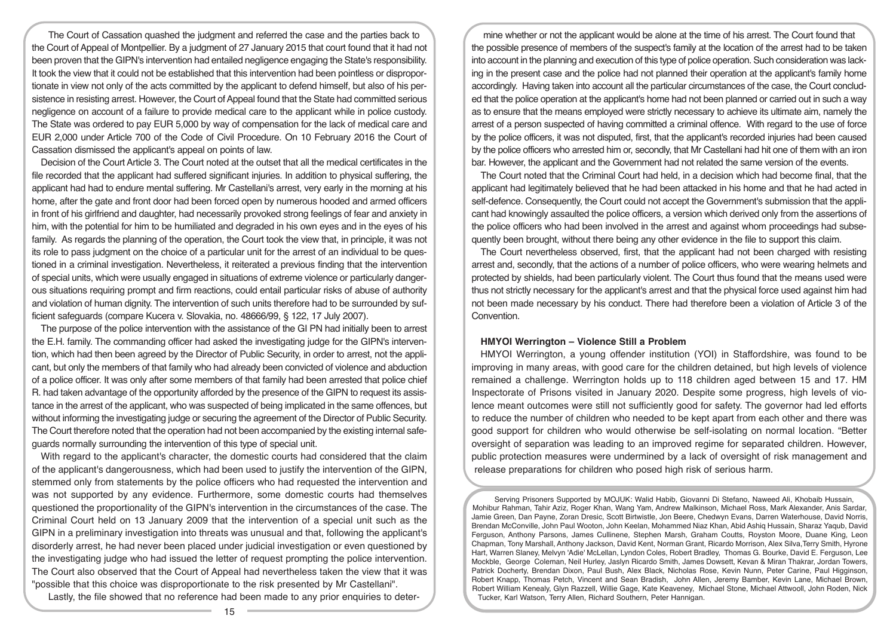The Court of Cassation quashed the judgment and referred the case and the parties back to the Court of Appeal of Montpellier. By a judgment of 27 January 2015 that court found that it had not been proven that the GIPN's intervention had entailed negligence engaging the State's responsibility. It took the view that it could not be established that this intervention had been pointless or disproportionate in view not only of the acts committed by the applicant to defend himself, but also of his persistence in resisting arrest. However, the Court of Appeal found that the State had committed serious negligence on account of a failure to provide medical care to the applicant while in police custody. The State was ordered to pay EUR 5,000 by way of compensation for the lack of medical care and EUR 2,000 under Article 700 of the Code of Civil Procedure. On 10 February 2016 the Court of Cassation dismissed the applicant's appeal on points of law.

Decision of the Court Article 3. The Court noted at the outset that all the medical certificates in the file recorded that the applicant had suffered significant injuries. In addition to physical suffering, the applicant had had to endure mental suffering. Mr Castellani's arrest, very early in the morning at his home, after the gate and front door had been forced open by numerous hooded and armed officers in front of his girlfriend and daughter, had necessarily provoked strong feelings of fear and anxiety in him, with the potential for him to be humiliated and degraded in his own eyes and in the eyes of his family. As regards the planning of the operation, the Court took the view that, in principle, it was not its role to pass judgment on the choice of a particular unit for the arrest of an individual to be questioned in a criminal investigation. Nevertheless, it reiterated a previous finding that the intervention of special units, which were usually engaged in situations of extreme violence or particularly dangerous situations requiring prompt and firm reactions, could entail particular risks of abuse of authority and violation of human dignity. The intervention of such units therefore had to be surrounded by sufficient safeguards (compare Kucera v. Slovakia, no. 48666/99, § 122, 17 July 2007).

The purpose of the police intervention with the assistance of the GI PN had initially been to arrest the E.H. family. The commanding officer had asked the investigating judge for the GIPN's intervention, which had then been agreed by the Director of Public Security, in order to arrest, not the applicant, but only the members of that family who had already been convicted of violence and abduction of a police officer. It was only after some members of that family had been arrested that police chief R. had taken advantage of the opportunity afforded by the presence of the GIPN to request its assistance in the arrest of the applicant, who was suspected of being implicated in the same offences, but without informing the investigating judge or securing the agreement of the Director of Public Security. The Court therefore noted that the operation had not been accompanied by the existing internal safeguards normally surrounding the intervention of this type of special unit.

With regard to the applicant's character, the domestic courts had considered that the claim of the applicant's dangerousness, which had been used to justify the intervention of the GIPN, stemmed only from statements by the police officers who had requested the intervention and was not supported by any evidence. Furthermore, some domestic courts had themselves questioned the proportionality of the GIPN's intervention in the circumstances of the case. The Criminal Court held on 13 January 2009 that the intervention of a special unit such as the GIPN in a preliminary investigation into threats was unusual and that, following the applicant's disorderly arrest, he had never been placed under judicial investigation or even questioned by the investigating judge who had issued the letter of request prompting the police intervention. The Court also observed that the Court of Appeal had nevertheless taken the view that it was "possible that this choice was disproportionate to the risk presented by Mr Castellani".

Lastly, the file showed that no reference had been made to any prior enquiries to determine whether or not the applicant would be alone at the time of his arrest. The Court found that the possible presence of members of the suspect's family at the location of the arrest had to be taken into account in the planning and execution of this type of police operation. Such consideration was lacking in the present case and the police had not planned their operation at the applicant's family home accordingly. Having taken into account all the particular circumstances of the case, the Court concluded that the police operation at the applicant's home had not been planned or carried out in such a way as to ensure that the means employed were strictly necessary to achieve its ultimate aim, namely the arrest of a person suspected of having committed a criminal offence. With regard to the use of force by the police officers, it was not disputed, first, that the applicant's recorded injuries had been caused by the police officers who arrested him or, secondly, that Mr Castellani had hit one of them with an iron bar. However, the applicant and the Government had not related the same version of the events.

The Court noted that the Criminal Court had held, in a decision which had become final, that the applicant had legitimately believed that he had been attacked in his home and that he had acted in self-defence. Consequently, the Court could not accept the Government's submission that the applicant had knowingly assaulted the police officers, a version which derived only from the assertions of the police officers who had been involved in the arrest and against whom proceedings had subsequently been brought, without there being any other evidence in the file to support this claim.

The Court nevertheless observed, first, that the applicant had not been charged with resisting arrest and, secondly, that the actions of a number of police officers, who were wearing helmets and protected by shields, had been particularly violent. The Court thus found that the means used were thus not strictly necessary for the applicant's arrest and that the physical force used against him had not been made necessary by his conduct. There had therefore been a violation of Article 3 of the Convention.

### HMYOI Werrington – Violence Still a Problem

HMYOI Werrington, a young offender institution (YOI) in Staffordshire, was found to be improving in many areas, with good care for the children detained, but high levels of violence remained a challenge. Werrington holds up to 118 children aged between 15 and 17. HM Inspectorate of Prisons visited in January 2020. Despite some progress, high levels of violence meant outcomes were still not sufficiently good for safety. The governor had led efforts to reduce the number of children who needed to be kept apart from each other and there was good support for children who would otherwise be self-isolating on normal location. "Better oversight of separation was leading to an improved regime for separated children. However, public protection measures were undermined by a lack of oversight of risk management and release preparations for children who posed high risk of serious harm.

Serving Prisoners Supported by MOJUK: Walid Habib, Giovanni Di Stefano, Naweed Ali, Khobaib Hussain, Mohibur Rahman, Tahir Aziz, Roger Khan, Wang Yam, Andrew Malkinson, Michael Ross, Mark Alexander, Anis Sardar, Jamie Green, Dan Payne, Zoran Dresic, Scott Birtwistle, Jon Beere, Chedwyn Evans, Darren Waterhouse, David Norris, Brendan McConville, John Paul Wooton, John Keelan, Mohammed Niaz Khan, Abid Ashiq Hussain, Sharaz Yaqub, David Ferguson, Anthony Parsons, James Cullinene, Stephen Marsh, Graham Coutts, Royston Moore, Duane King, Leon Chapman, Tony Marshall, Anthony Jackson, David Kent, Norman Grant, Ricardo Morrison, Alex Silva,Terry Smith, Hyrone Hart, Warren Slaney, Melvyn 'Adie' McLellan, Lyndon Coles, Robert Bradley, Thomas G. Bourke, David E. Ferguson, Lee Mockble, George Coleman, Neil Hurley, Jaslyn Ricardo Smith, James Dowsett, Kevan & Miran Thakrar, Jordan Towers, Patrick Docherty, Brendan Dixon, Paul Bush, Alex Black, Nicholas Rose, Kevin Nunn, Peter Carine, Paul Higginson, Robert Knapp, Thomas Petch, Vincent and Sean Bradish, John Allen, Jeremy Bamber, Kevin Lane, Michael Brown, Robert William Kenealy, Glyn Razzell, Willie Gage, Kate Keaveney, Michael Stone, Michael Attwooll, John Roden, Nick Tucker, Karl Watson, Terry Allen, Richard Southern, Peter Hannigan.